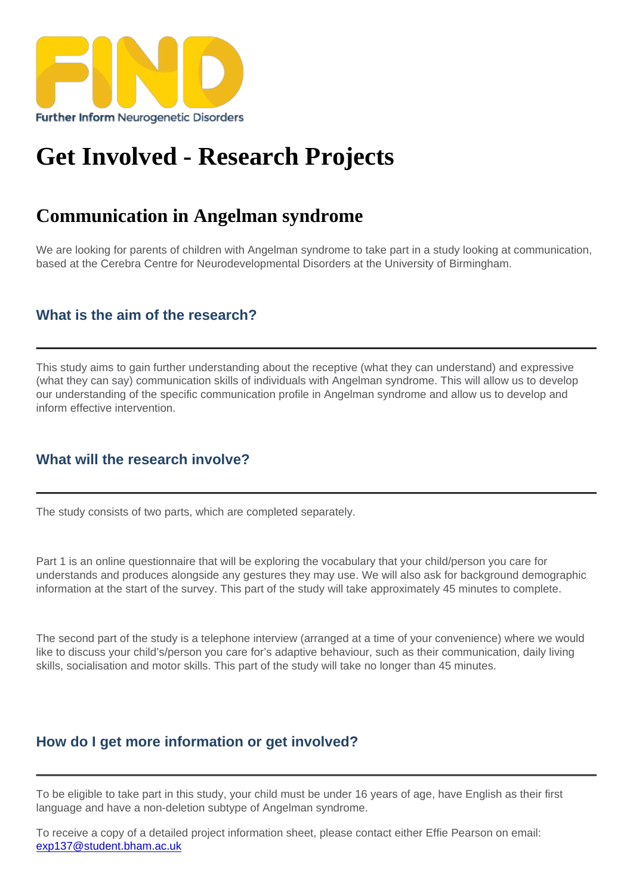FIND

Further Inform Neurogenetic Disorders

# Get Involved - Research Projects

## Communication in Angelman syndrome

We are looking for parents of children with Angelman syndrome to take part in a study looking at communication, based at the Cerebra Centre for Neurodevelopmental Disorders at the University of Birmingham.

### What is the aim of the research?

This study aims to gain further understanding about the receptive (what they can understand) and expressive (what they can say) communication skills of individuals with Angelman syndrome. This will allow us to develop our understanding of the specific communication profile in Angelman syndrome and allow us to develop and inform effective intervention.

### What will the research involve?

The study consists of two parts, which are completed separately.

Part 1 is an online questionnaire that will be exploring the vocabulary that your child/person you care for understands and produces alongside any gestures they may use. We will also ask for background demographic information at the start of the survey. This part of the study will take approximately 45 minutes to complete.

The second part of the study is a telephone interview (arranged at a time of your convenience) where we would like to discuss your child's/person you care for's adaptive behaviour, such as their communication, daily living skills, socialisation and motor skills. This part of the study will take no longer than 45 minutes.

### How do I get more information or get involved?

To be eligible to take part in this study, your child must be under 16 years of age, have English as their first language and have a non-deletion subtype of Angelman syndrome.

To receive a copy of a detailed project information sheet, please contact either Effie Pearson on email: exp137@student.bham.ac.uk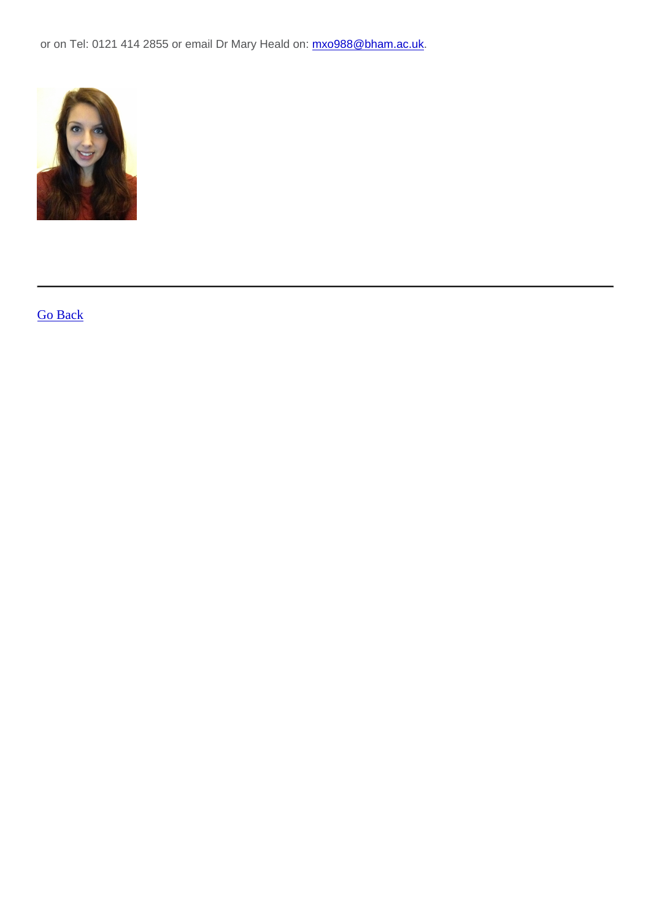or on Tel: 0121 414 2855 or email Dr Mary Heald on: mxo988@bham.ac.uk.

---

Go Back